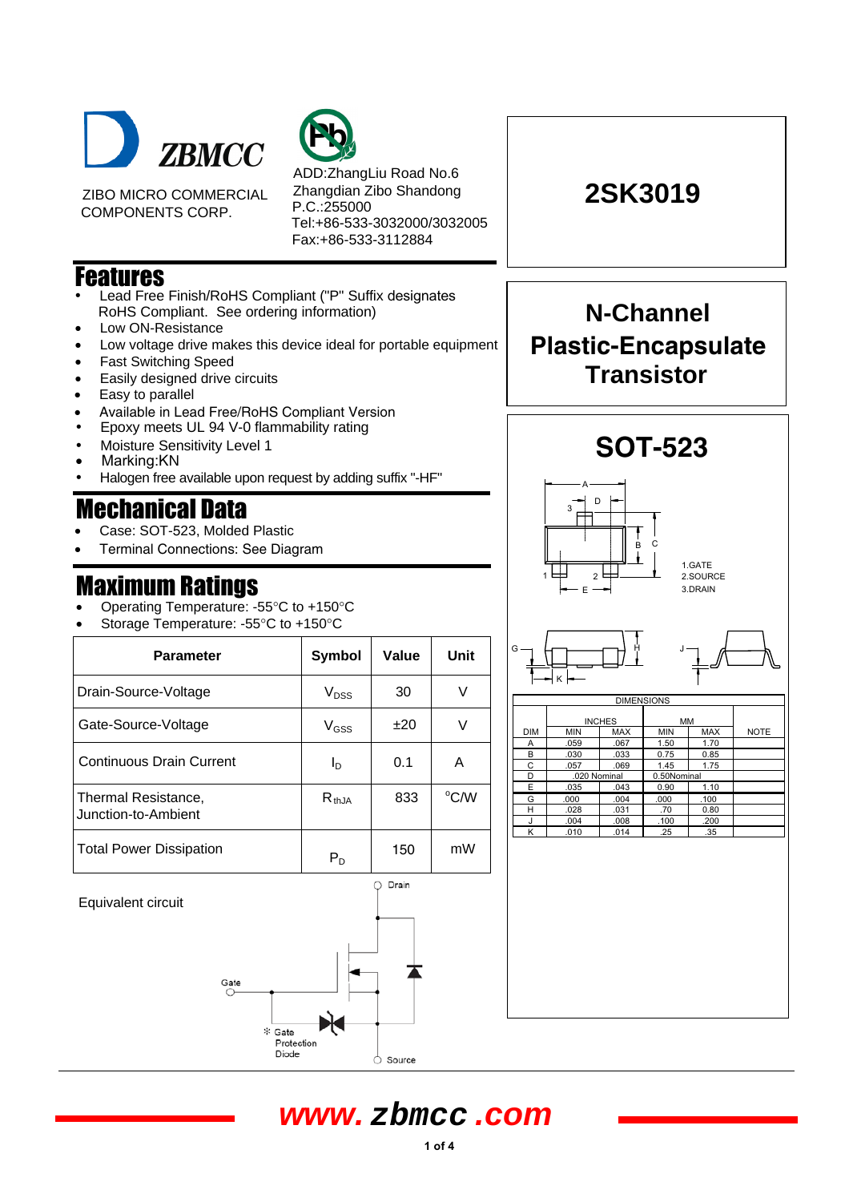ZBMCC

ZIBO MICRO COMMERCIAL COMPONENTS CORP.

ADD:ZhangLiu Road No.6
Zhangdian Zibo Shandong
P.C.:255000
Tel:+86-533-3032000/3032005
Fax:+86-533-3112884

# 2SK3019

## N-Channel Plastic-Encapsulate Transistor

## Features

- Lead Free Finish/RoHS Compliant ("P" Suffix designates RoHS Compliant. See ordering information)
- Low ON-Resistance
- Low voltage drive makes this device ideal for portable equipment
- Fast Switching Speed
- Easily designed drive circuits
- Easy to parallel
- Available in Lead Free/RoHS Compliant Version
- Epoxy meets UL 94 V-0 flammability rating
- Moisture Sensitivity Level 1
- Marking:KN
- Halogen free available upon request by adding suffix "-HF"

## Mechanical Data

- Case: SOT-523, Molded Plastic
- Terminal Connections: See Diagram

## Maximum Ratings

- Operating Temperature: -55°C to +150°C
- Storage Temperature: -55°C to +150°C

| Parameter | Symbol | Value | Unit |
|---|---|---|---|
| Drain-Source-Voltage | $V_{DSS}$ | 30 | V |
| Gate-Source-Voltage | $V_{GSS}$ | ±20 | V |
| Continuous Drain Current | $I_D$ | 0.1 | A |
| Thermal Resistance, Junction-to-Ambient | $R_{thJA}$ | 833 | °C/W |
| Total Power Dissipation | $P_D$ | 150 | mW |

Equivalent circuit

Drain

Gate

Source

* Gate Protection Diode

## SOT-523

1.GATE
2.SOURCE
3.DRAIN

| DIMENSIONS | | | | | |
|---|---|---|---|---|---|
| | INCHES | | MM | | |
| DIM | MIN | MAX | MIN | MAX | NOTE |
| A | .059 | .067 | 1.50 | 1.70 | |
| B | .030 | .033 | 0.75 | 0.85 | |
| C | .057 | .069 | 1.45 | 1.75 | |
| D | .020 Nominal | | 0.50Nominal | | |
| E | .035 | .043 | 0.90 | 1.10 | |
| G | .000 | .004 | .000 | .100 | |
| H | .028 | .031 | .70 | 0.80 | |
| J | .004 | .008 | .100 | .200 | |
| K | .010 | .014 | .25 | .35 | |

www.zbmcc.com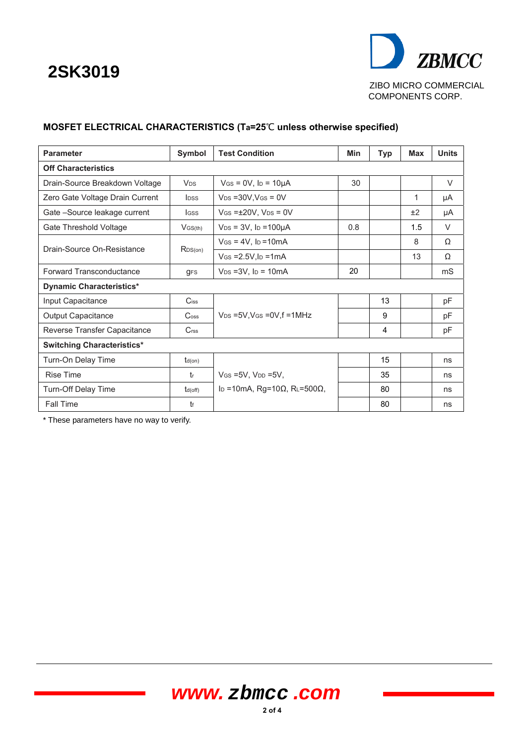# 2SK3019

ZBMCC

ZIBO MICRO COMMERCIAL COMPONENTS CORP.

## MOSFET ELECTRICAL CHARACTERISTICS ($T_a$=25℃ unless otherwise specified)

| Parameter | Symbol | Test Condition | Min | Typ | Max | Units |
|---|---|---|---|---|---|---|
| **Off Characteristics** | | | | | | |
| Drain-Source Breakdown Voltage | $V_{DS}$ | $V_{GS}$ = 0V, $I_D$ = 10μA | 30 | | | V |
| Zero Gate Voltage Drain Current | $I_{DSS}$ | $V_{DS}$ =30V,$V_{GS}$ = 0V | | | 1 | μA |
| Gate –Source leakage current | $I_{GSS}$ | $V_{GS}$ =±20V, $V_{DS}$ = 0V | | | ±2 | μA |
| Gate Threshold Voltage | $V_{GS(th)}$ | $V_{DS}$ = 3V, $I_D$ =100μA | 0.8 | | 1.5 | V |
| Drain-Source On-Resistance | $R_{DS(on)}$ | $V_{GS}$ = 4V, $I_D$ =10mA | | | 8 | Ω |
| | | $V_{GS}$ =2.5V,$I_D$ =1mA | | | 13 | Ω |
| Forward Transconductance | $g_{FS}$ | $V_{DS}$ =3V, $I_D$ = 10mA | 20 | | | mS |
| **Dynamic Characteristics*** | | | | | | |
| Input Capacitance | $C_{iss}$ | $V_{DS}$ =5V,$V_{GS}$ =0V,f =1MHz | | 13 | | pF |
| Output Capacitance | $C_{oss}$ | | | 9 | | pF |
| Reverse Transfer Capacitance | $C_{rss}$ | | | 4 | | pF |
| **Switching Characteristics*** | | | | | | |
| Turn-On Delay Time | $t_{d(on)}$ | $V_{GS}$ =5V, $V_{DD}$ =5V, $I_D$ =10mA, Rg=10Ω, $R_L$=500Ω, | | 15 | | ns |
| Rise Time | $t_r$ | | | 35 | | ns |
| Turn-Off Delay Time | $t_{d(off)}$ | | | 80 | | ns |
| Fall Time | $t_f$ | | | 80 | | ns |

* These parameters have no way to verify.

www.zbmcc.com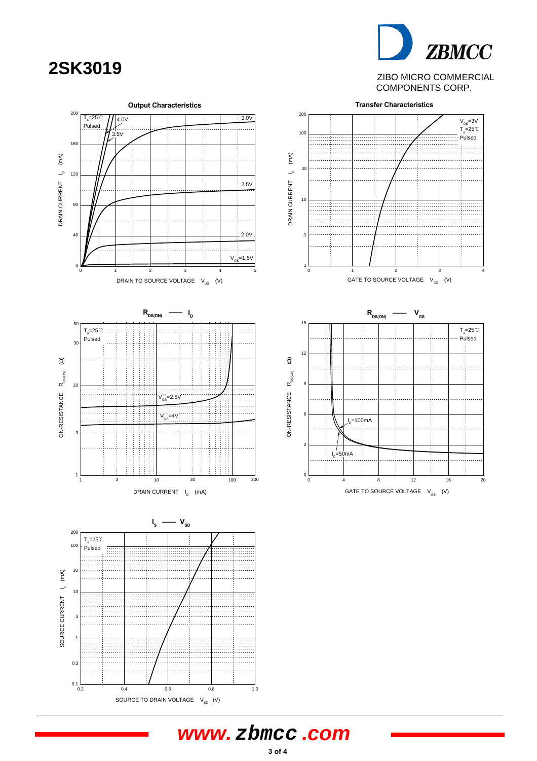# 2SK3019

ZIBO MICRO COMMERCIAL COMPONENTS CORP.

**Output Characteristics**

$T_a$=25℃ Pulsed

DRAIN CURRENT $I_D$ (mA)

DRAIN TO SOURCE VOLTAGE $V_{DS}$ (V)

$V_{GS}$=1.5V, 2.0V, 2.5V, 3.0V, 3.5V, 4.0V

**Transfer Characteristics**

$V_{DS}$=3V $T_a$=25℃ Pulsed

DRAIN CURRENT $I_D$ (mA)

GATE TO SOURCE VOLTAGE $V_{GS}$ (V)

**$R_{DS(ON)}$ —— $I_D$**

$T_a$=25℃ Pulsed

ON-RESISTANCE $R_{DS(ON)}$ (Ω)

DRAIN CURRENT $I_D$ (mA)

$V_{GS}$=2.5V, $V_{GS}$=4V

**$R_{DS(ON)}$ —— $V_{GS}$**

$T_a$=25℃ Pulsed

ON-RESISTANCE $R_{DS(ON)}$ (Ω)

GATE TO SOURCE VOLTAGE $V_{GS}$ (V)

$I_D$=100mA, $I_D$=50mA

**$I_S$ —— $V_{SD}$**

$T_a$=25℃ Pulsed

SOURCE CURRENT $I_S$ (mA)

SOURCE TO DRAIN VOLTAGE $V_{SD}$ (V)

www.zbmcc.com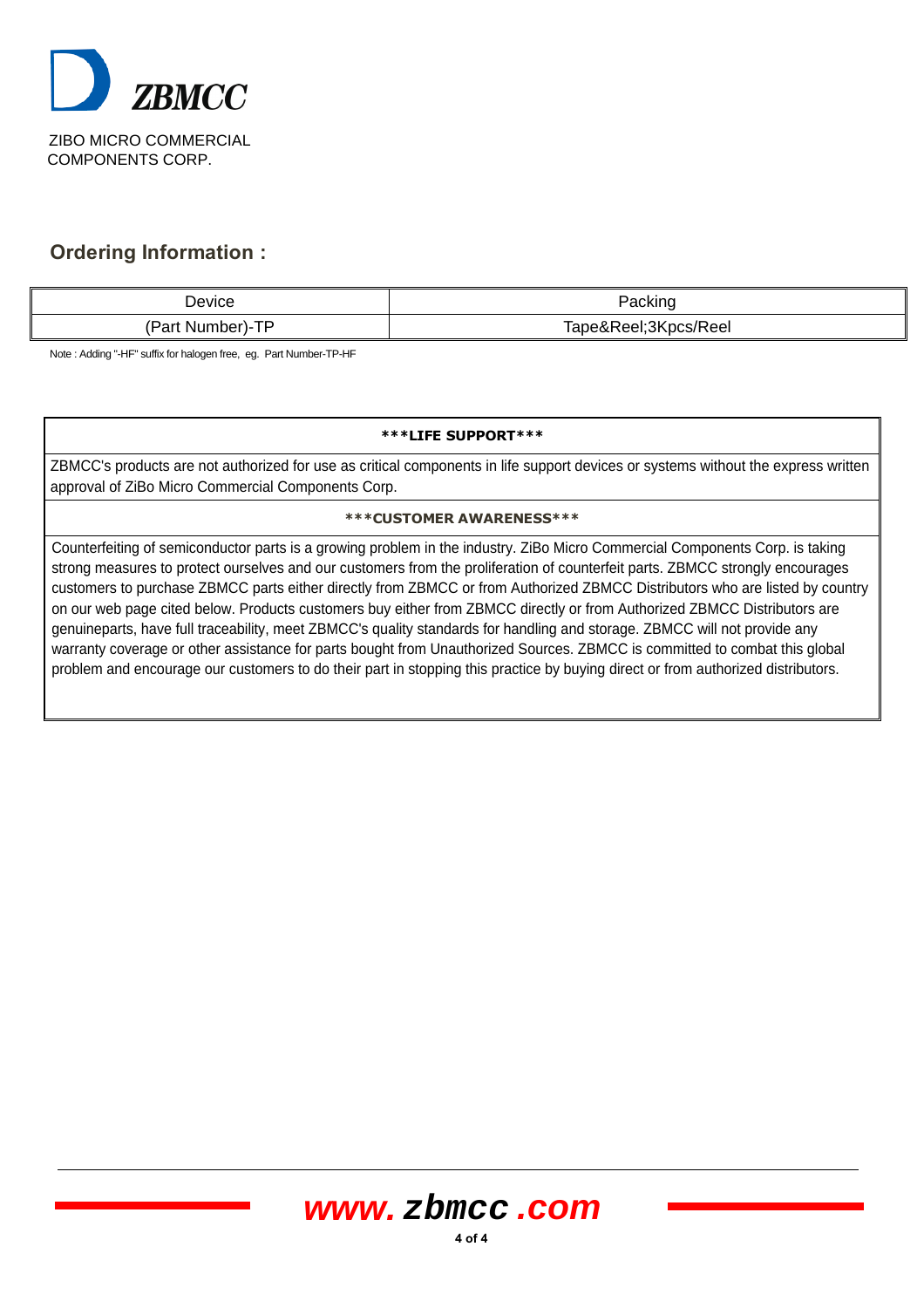ZBMCC

ZIBO MICRO COMMERCIAL COMPONENTS CORP.

## Ordering Information :

| Device | Packing |
| --- | --- |
| (Part Number)-TP | Tape&Reel;3Kpcs/Reel |

Note : Adding "-HF" suffix for halogen free, eg. Part Number-TP-HF

| ***LIFE SUPPORT*** |
| --- |
| ZBMCC's products are not authorized for use as critical components in life support devices or systems without the express written approval of ZiBo Micro Commercial Components Corp. |
| ***CUSTOMER AWARENESS*** |
| Counterfeiting of semiconductor parts is a growing problem in the industry. ZiBo Micro Commercial Components Corp. is taking strong measures to protect ourselves and our customers from the proliferation of counterfeit parts. ZBMCC strongly encourages customers to purchase ZBMCC parts either directly from ZBMCC or from Authorized ZBMCC Distributors who are listed by country on our web page cited below. Products customers buy either from ZBMCC directly or from Authorized ZBMCC Distributors are genuineparts, have full traceability, meet ZBMCC's quality standards for handling and storage. ZBMCC will not provide any warranty coverage or other assistance for parts bought from Unauthorized Sources. ZBMCC is committed to combat this global problem and encourage our customers to do their part in stopping this practice by buying direct or from authorized distributors. |

www.zbmcc.com